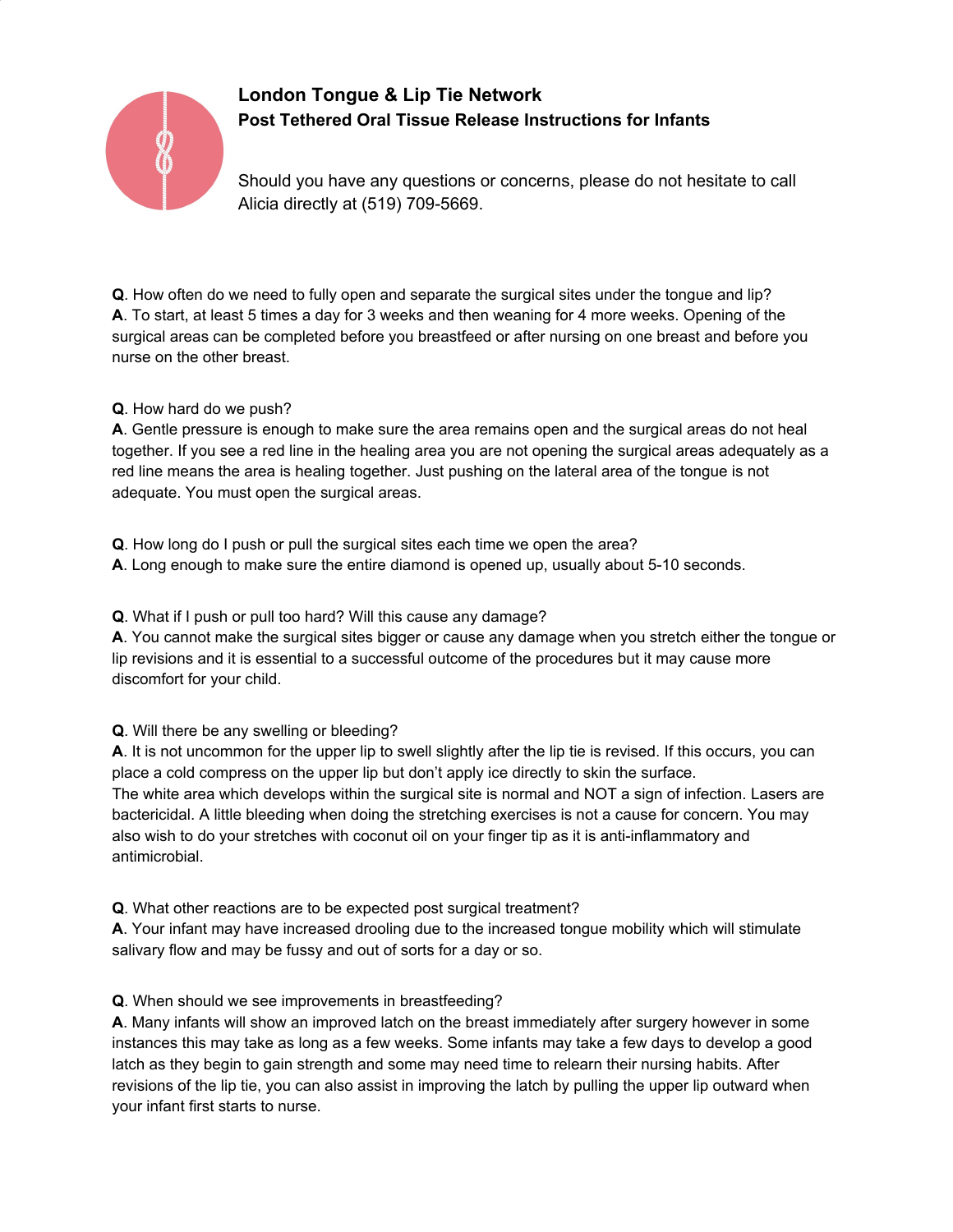# London Tongue & Lip Tie Network

## Post Tethered Oral Tissue Release Instructions for Infants

Should you have any questions or concerns, please do not hesitate to call Alicia directly at (519) 709-5669.

**Q**. How often do we need to fully open and separate the surgical sites under the tongue and lip?
**A**. To start, at least 5 times a day for 3 weeks and then weaning for 4 more weeks. Opening of the surgical areas can be completed before you breastfeed or after nursing on one breast and before you nurse on the other breast.

**Q**. How hard do we push?
**A**. Gentle pressure is enough to make sure the area remains open and the surgical areas do not heal together. If you see a red line in the healing area you are not opening the surgical areas adequately as a red line means the area is healing together. Just pushing on the lateral area of the tongue is not adequate. You must open the surgical areas.

**Q**. How long do I push or pull the surgical sites each time we open the area?
**A**. Long enough to make sure the entire diamond is opened up, usually about 5-10 seconds.

**Q**. What if I push or pull too hard? Will this cause any damage?
**A**. You cannot make the surgical sites bigger or cause any damage when you stretch either the tongue or lip revisions and it is essential to a successful outcome of the procedures but it may cause more discomfort for your child.

**Q**. Will there be any swelling or bleeding?
**A**. It is not uncommon for the upper lip to swell slightly after the lip tie is revised. If this occurs, you can place a cold compress on the upper lip but don't apply ice directly to skin the surface.
The white area which develops within the surgical site is normal and NOT a sign of infection. Lasers are bactericidal. A little bleeding when doing the stretching exercises is not a cause for concern. You may also wish to do your stretches with coconut oil on your finger tip as it is anti-inflammatory and antimicrobial.

**Q**. What other reactions are to be expected post surgical treatment?
**A**. Your infant may have increased drooling due to the increased tongue mobility which will stimulate salivary flow and may be fussy and out of sorts for a day or so.

**Q**. When should we see improvements in breastfeeding?
**A**. Many infants will show an improved latch on the breast immediately after surgery however in some instances this may take as long as a few weeks. Some infants may take a few days to develop a good latch as they begin to gain strength and some may need time to relearn their nursing habits. After revisions of the lip tie, you can also assist in improving the latch by pulling the upper lip outward when your infant first starts to nurse.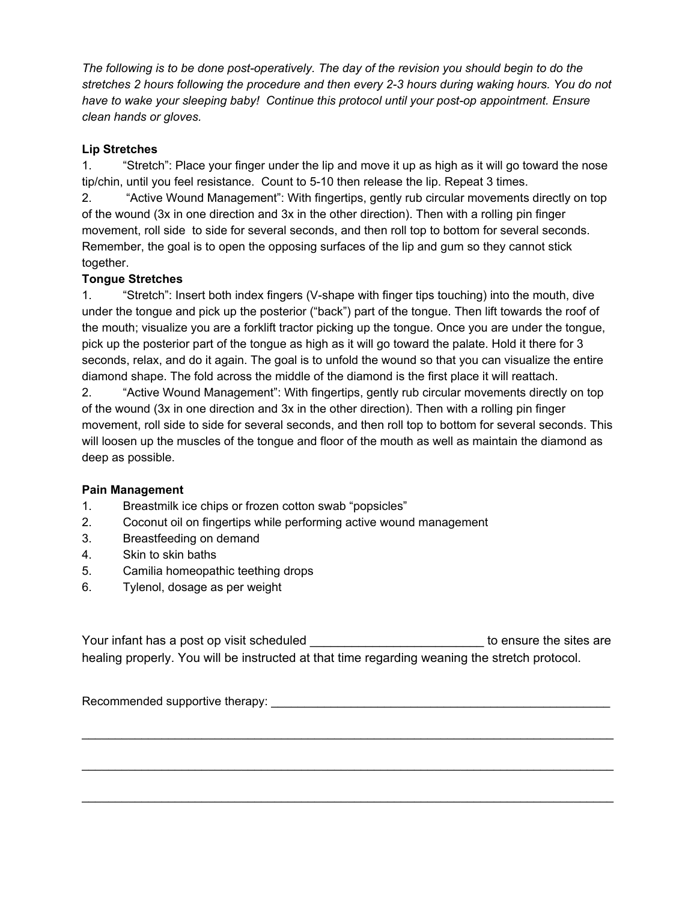*The following is to be done post-operatively. The day of the revision you should begin to do the stretches 2 hours following the procedure and then every 2-3 hours during waking hours. You do not have to wake your sleeping baby! Continue this protocol until your post-op appointment. Ensure clean hands or gloves.*

**Lip Stretches**

1. "Stretch": Place your finger under the lip and move it up as high as it will go toward the nose tip/chin, until you feel resistance. Count to 5-10 then release the lip. Repeat 3 times.
2. "Active Wound Management": With fingertips, gently rub circular movements directly on top of the wound (3x in one direction and 3x in the other direction). Then with a rolling pin finger movement, roll side to side for several seconds, and then roll top to bottom for several seconds. Remember, the goal is to open the opposing surfaces of the lip and gum so they cannot stick together.

**Tongue Stretches**

1. "Stretch": Insert both index fingers (V-shape with finger tips touching) into the mouth, dive under the tongue and pick up the posterior ("back") part of the tongue. Then lift towards the roof of the mouth; visualize you are a forklift tractor picking up the tongue. Once you are under the tongue, pick up the posterior part of the tongue as high as it will go toward the palate. Hold it there for 3 seconds, relax, and do it again. The goal is to unfold the wound so that you can visualize the entire diamond shape. The fold across the middle of the diamond is the first place it will reattach.
2. "Active Wound Management": With fingertips, gently rub circular movements directly on top of the wound (3x in one direction and 3x in the other direction). Then with a rolling pin finger movement, roll side to side for several seconds, and then roll top to bottom for several seconds. This will loosen up the muscles of the tongue and floor of the mouth as well as maintain the diamond as deep as possible.

**Pain Management**

1. Breastmilk ice chips or frozen cotton swab "popsicles"
2. Coconut oil on fingertips while performing active wound management
3. Breastfeeding on demand
4. Skin to skin baths
5. Camilia homeopathic teething drops
6. Tylenol, dosage as per weight

Your infant has a post op visit scheduled _________________________ to ensure the sites are healing properly. You will be instructed at that time regarding weaning the stretch protocol.

Recommended supportive therapy: _____________________________________________________

_______________________________________________________________________________

_______________________________________________________________________________

_______________________________________________________________________________